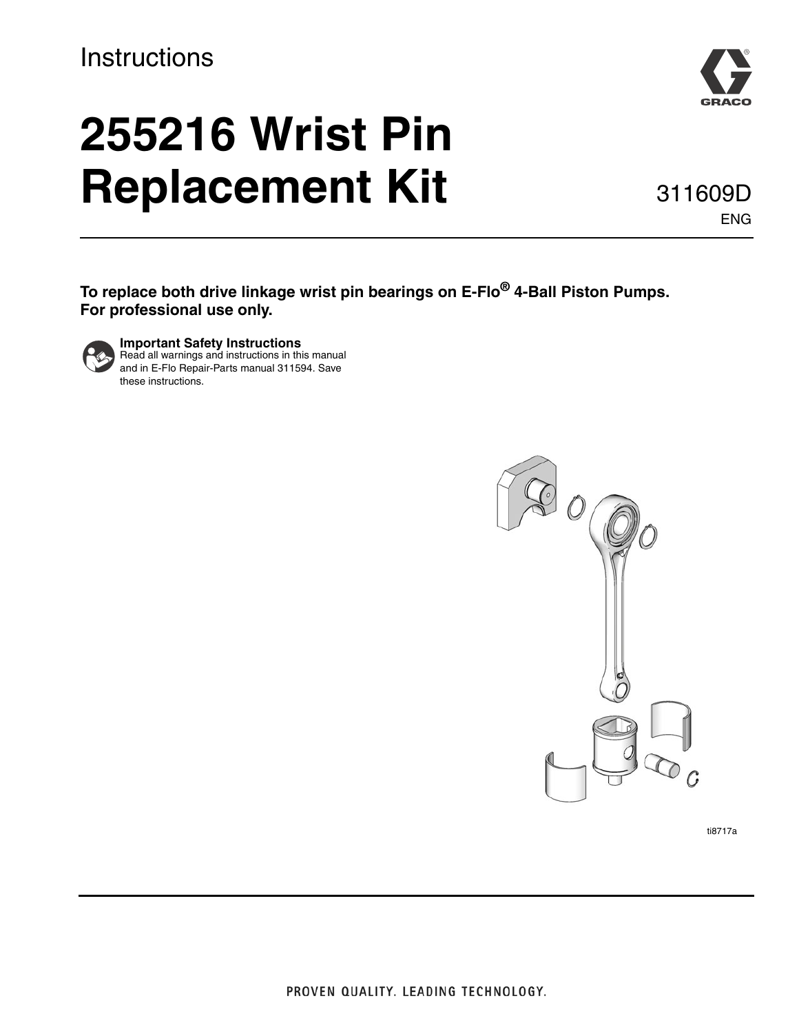Instructions

# 255216 Wrist Pin Replacement Kit

311609D

ENG

**To replace both drive linkage wrist pin bearings on E-Flo® 4-Ball Piston Pumps. For professional use only.**

**Important Safety Instructions**
Read all warnings and instructions in this manual and in E-Flo Repair-Parts manual 311594. Save these instructions.

ti8717a

PROVEN QUALITY. LEADING TECHNOLOGY.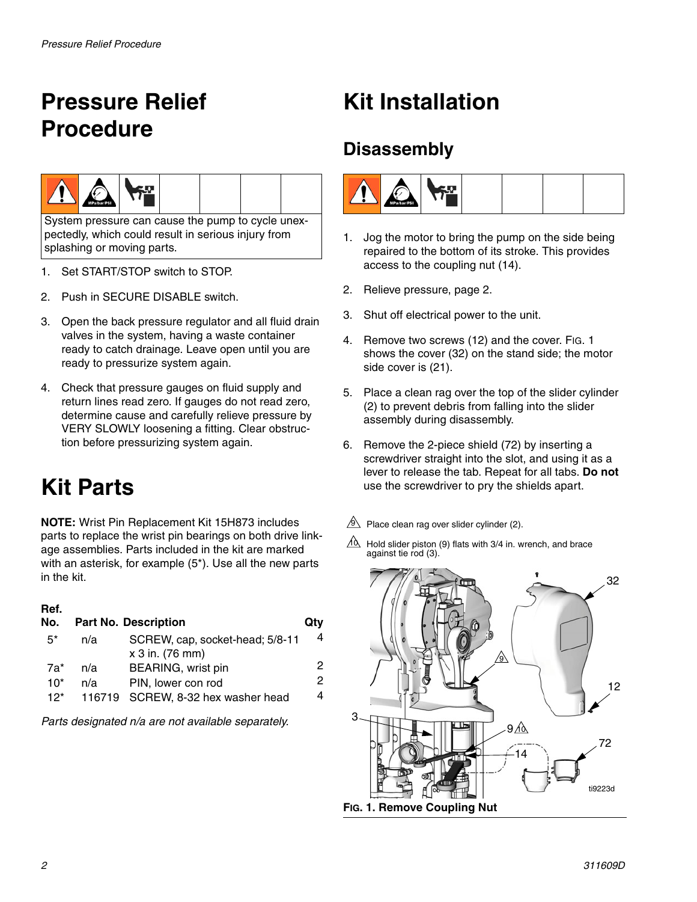# Pressure Relief Procedure

System pressure can cause the pump to cycle unexpectedly, which could result in serious injury from splashing or moving parts.

1. Set START/STOP switch to STOP.
2. Push in SECURE DISABLE switch.
3. Open the back pressure regulator and all fluid drain valves in the system, having a waste container ready to catch drainage. Leave open until you are ready to pressurize system again.
4. Check that pressure gauges on fluid supply and return lines read zero. If gauges do not read zero, determine cause and carefully relieve pressure by VERY SLOWLY loosening a fitting. Clear obstruction before pressurizing system again.

# Kit Parts

**NOTE:** Wrist Pin Replacement Kit 15H873 includes parts to replace the wrist pin bearings on both drive linkage assemblies. Parts included in the kit are marked with an asterisk, for example (5*). Use all the new parts in the kit.

| Ref. No. | Part No. | Description | Qty |
|---|---|---|---|
| 5* | n/a | SCREW, cap, socket-head; 5/8-11 x 3 in. (76 mm) | 4 |
| 7a* | n/a | BEARING, wrist pin | 2 |
| 10* | n/a | PIN, lower con rod | 2 |
| 12* | 116719 | SCREW, 8-32 hex washer head | 4 |

*Parts designated n/a are not available separately.*

# Kit Installation

## Disassembly

1. Jog the motor to bring the pump on the side being repaired to the bottom of its stroke. This provides access to the coupling nut (14).
2. Relieve pressure, page 2.
3. Shut off electrical power to the unit.
4. Remove two screws (12) and the cover. Fig. 1 shows the cover (32) on the stand side; the motor side cover is (21).
5. Place a clean rag over the top of the slider cylinder (2) to prevent debris from falling into the slider assembly during disassembly.
6. Remove the 2-piece shield (72) by inserting a screwdriver straight into the slot, and using it as a lever to release the tab. Repeat for all tabs. **Do not** use the screwdriver to pry the shields apart.

9. Place clean rag over slider cylinder (2).

10. Hold slider piston (9) flats with 3/4 in. wrench, and brace against tie rod (3).

**Fig. 1. Remove Coupling Nut**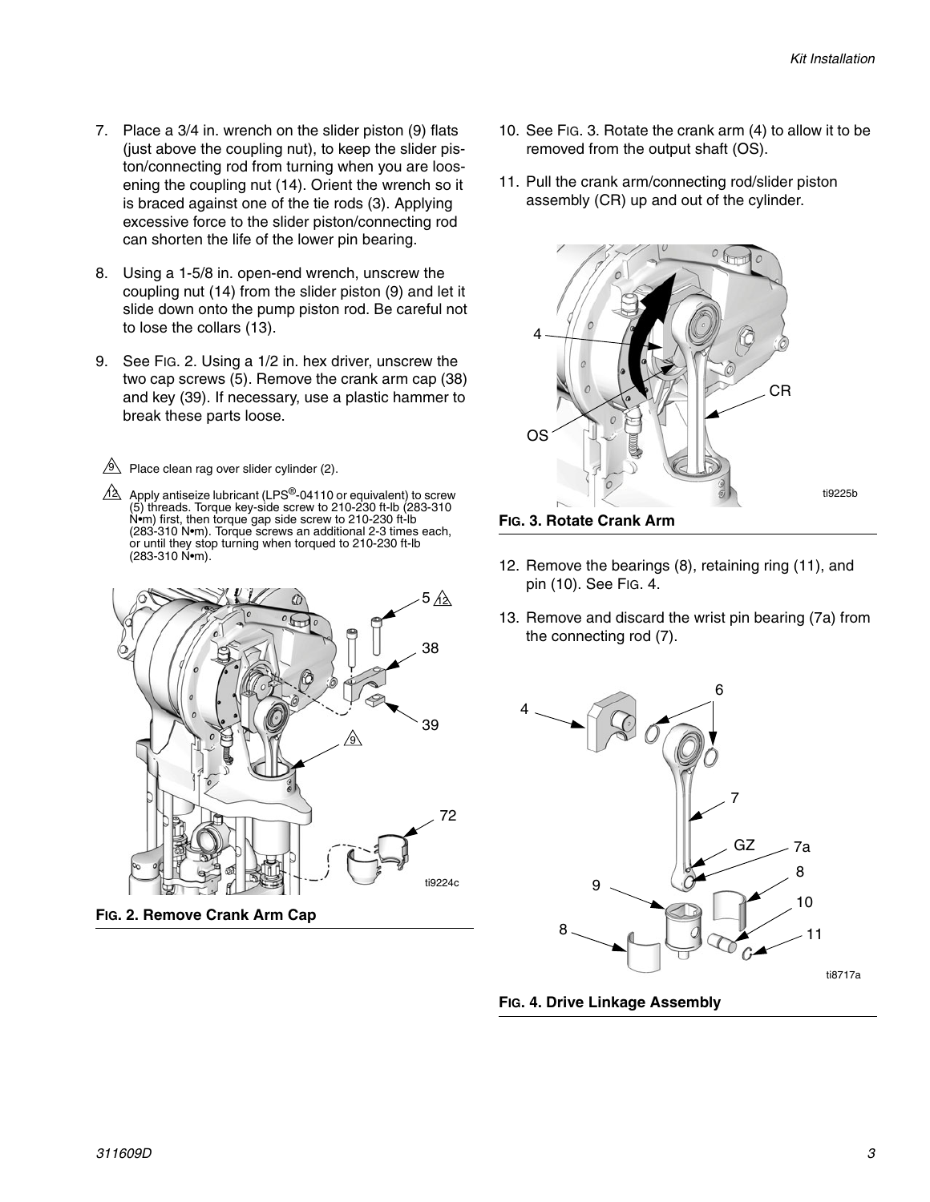7. Place a 3/4 in. wrench on the slider piston (9) flats (just above the coupling nut), to keep the slider piston/connecting rod from turning when you are loosening the coupling nut (14). Orient the wrench so it is braced against one of the tie rods (3). Applying excessive force to the slider piston/connecting rod can shorten the life of the lower pin bearing.

8. Using a 1-5/8 in. open-end wrench, unscrew the coupling nut (14) from the slider piston (9) and let it slide down onto the pump piston rod. Be careful not to lose the collars (13).

9. See FIG. 2. Using a 1/2 in. hex driver, unscrew the two cap screws (5). Remove the crank arm cap (38) and key (39). If necessary, use a plastic hammer to break these parts loose.

9 Place clean rag over slider cylinder (2).

12 Apply antiseize lubricant (LPS®-04110 or equivalent) to screw (5) threads. Torque key-side screw to 210-230 ft-lb (283-310 N•m) first, then torque gap side screw to 210-230 ft-lb (283-310 N•m). Torque screws an additional 2-3 times each, or until they stop turning when torqued to 210-230 ft-lb (283-310 N•m).

**FIG. 2. Remove Crank Arm Cap**

10. See FIG. 3. Rotate the crank arm (4) to allow it to be removed from the output shaft (OS).

11. Pull the crank arm/connecting rod/slider piston assembly (CR) up and out of the cylinder.

**FIG. 3. Rotate Crank Arm**

12. Remove the bearings (8), retaining ring (11), and pin (10). See FIG. 4.

13. Remove and discard the wrist pin bearing (7a) from the connecting rod (7).

**FIG. 4. Drive Linkage Assembly**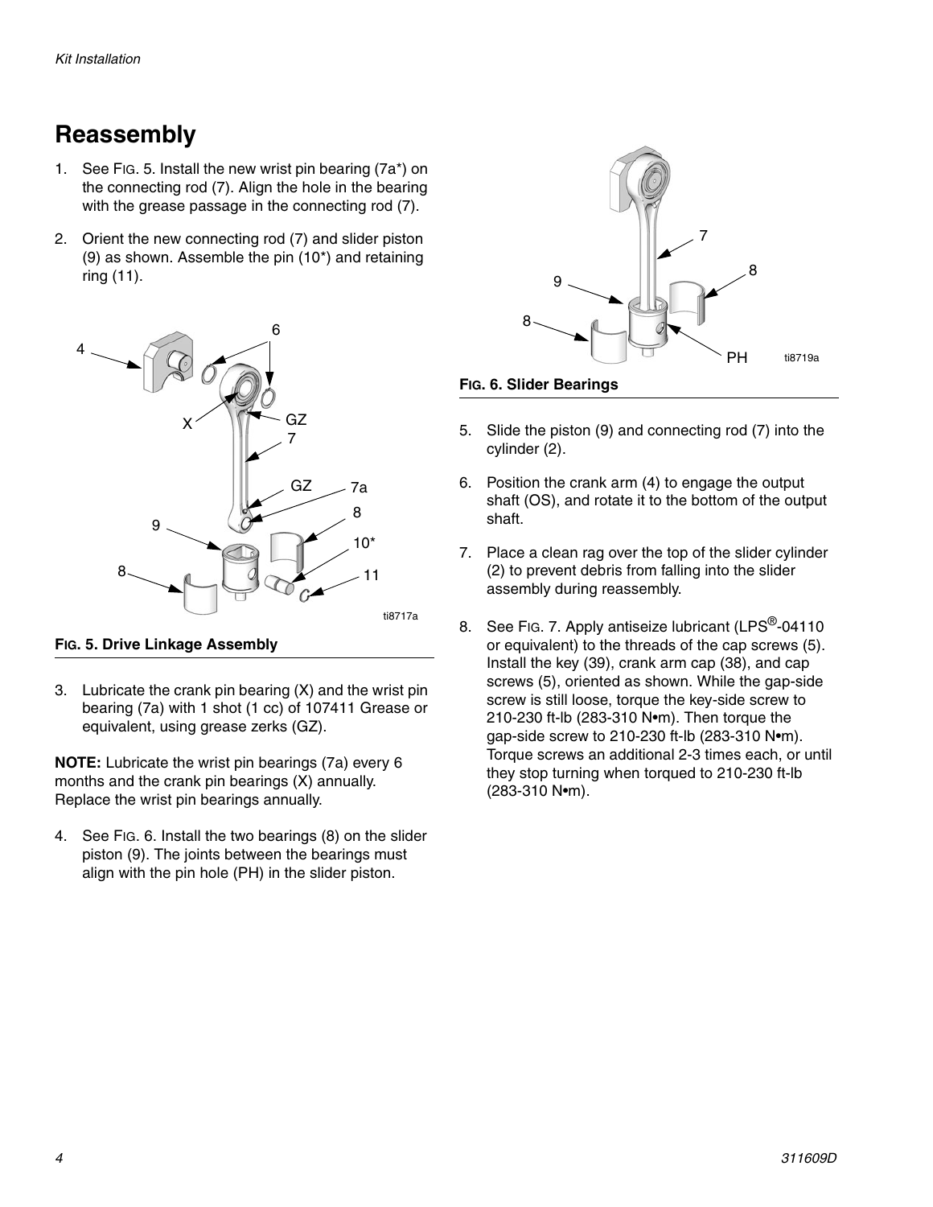# Reassembly

1. See FIG. 5. Install the new wrist pin bearing (7a*) on the connecting rod (7). Align the hole in the bearing with the grease passage in the connecting rod (7).

2. Orient the new connecting rod (7) and slider piston (9) as shown. Assemble the pin (10*) and retaining ring (11).

**FIG. 5. Drive Linkage Assembly**

3. Lubricate the crank pin bearing (X) and the wrist pin bearing (7a) with 1 shot (1 cc) of 107411 Grease or equivalent, using grease zerks (GZ).

**NOTE:** Lubricate the wrist pin bearings (7a) every 6 months and the crank pin bearings (X) annually. Replace the wrist pin bearings annually.

4. See FIG. 6. Install the two bearings (8) on the slider piston (9). The joints between the bearings must align with the pin hole (PH) in the slider piston.

**FIG. 6. Slider Bearings**

5. Slide the piston (9) and connecting rod (7) into the cylinder (2).

6. Position the crank arm (4) to engage the output shaft (OS), and rotate it to the bottom of the output shaft.

7. Place a clean rag over the top of the slider cylinder (2) to prevent debris from falling into the slider assembly during reassembly.

8. See FIG. 7. Apply antiseize lubricant (LPS®-04110 or equivalent) to the threads of the cap screws (5). Install the key (39), crank arm cap (38), and cap screws (5), oriented as shown. While the gap-side screw is still loose, torque the key-side screw to 210-230 ft-lb (283-310 N•m). Then torque the gap-side screw to 210-230 ft-lb (283-310 N•m). Torque screws an additional 2-3 times each, or until they stop turning when torqued to 210-230 ft-lb (283-310 N•m).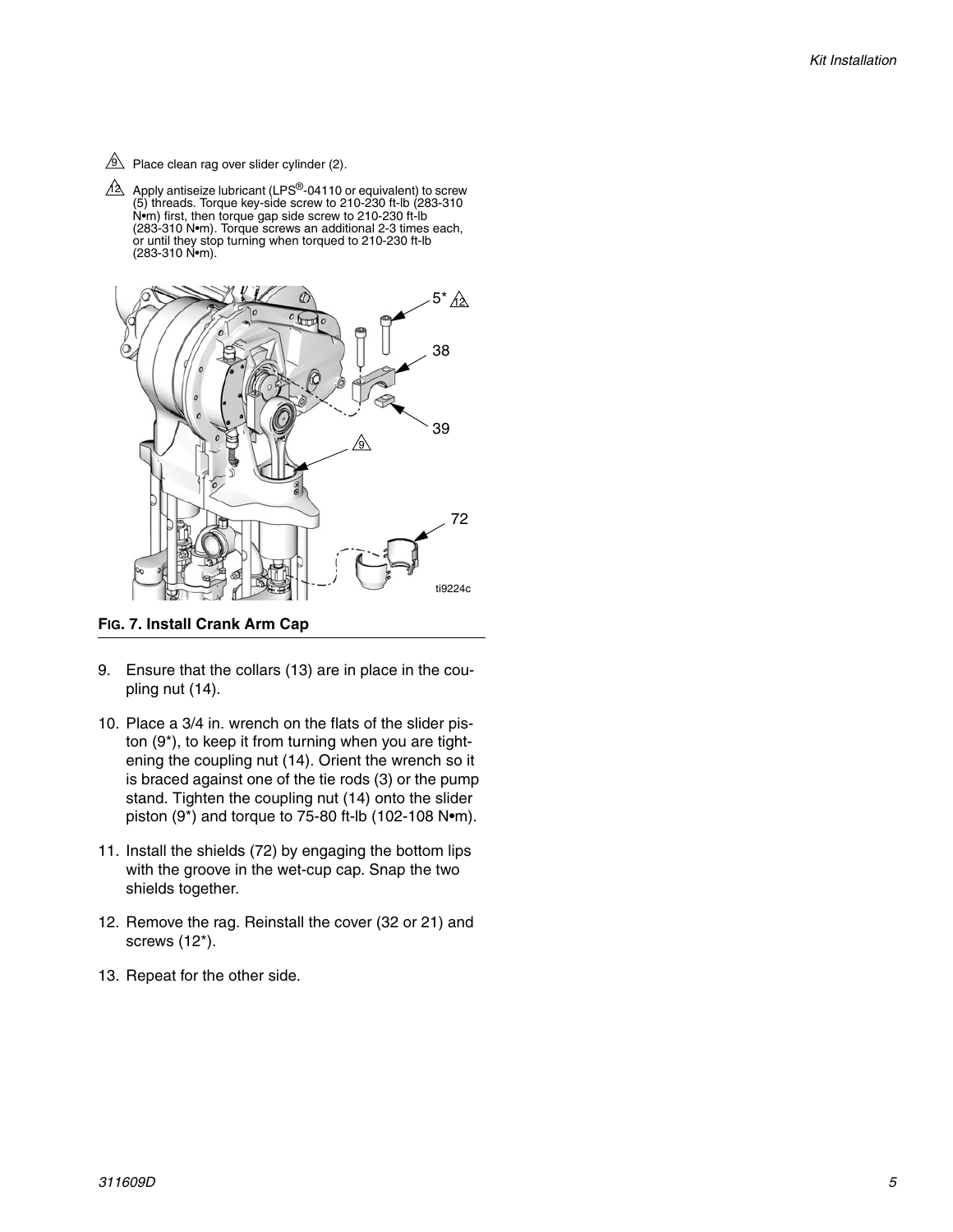9 Place clean rag over slider cylinder (2).

12 Apply antiseize lubricant (LPS®-04110 or equivalent) to screw (5) threads. Torque key-side screw to 210-230 ft-lb (283-310 N•m) first, then torque gap side screw to 210-230 ft-lb (283-310 N•m). Torque screws an additional 2-3 times each, or until they stop turning when torqued to 210-230 ft-lb (283-310 N•m).

**FIG. 7. Install Crank Arm Cap**

9. Ensure that the collars (13) are in place in the coupling nut (14).
10. Place a 3/4 in. wrench on the flats of the slider piston (9*), to keep it from turning when you are tightening the coupling nut (14). Orient the wrench so it is braced against one of the tie rods (3) or the pump stand. Tighten the coupling nut (14) onto the slider piston (9*) and torque to 75-80 ft-lb (102-108 N•m).
11. Install the shields (72) by engaging the bottom lips with the groove in the wet-cup cap. Snap the two shields together.
12. Remove the rag. Reinstall the cover (32 or 21) and screws (12*).
13. Repeat for the other side.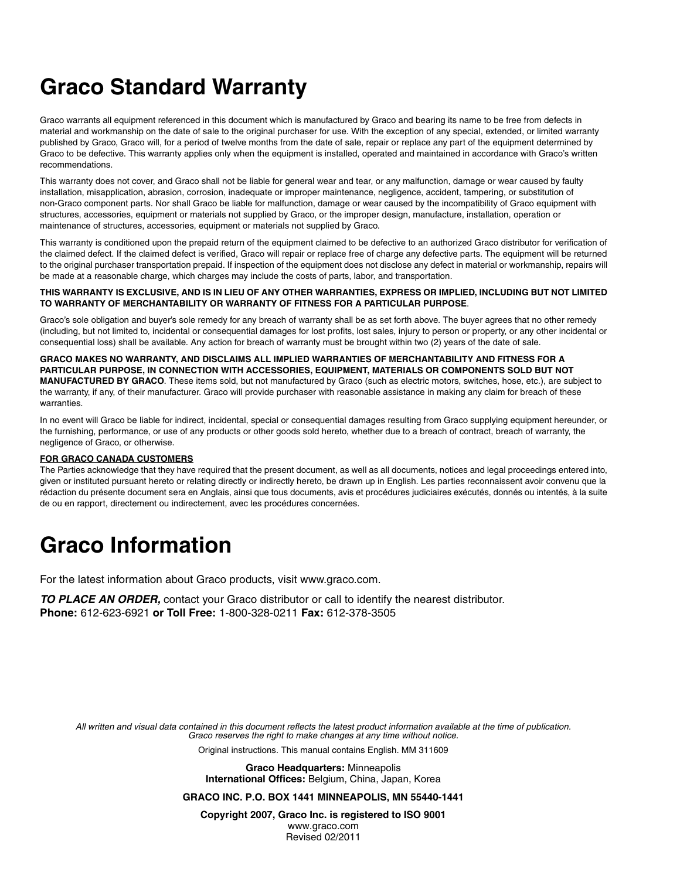# Graco Standard Warranty

Graco warrants all equipment referenced in this document which is manufactured by Graco and bearing its name to be free from defects in material and workmanship on the date of sale to the original purchaser for use. With the exception of any special, extended, or limited warranty published by Graco, Graco will, for a period of twelve months from the date of sale, repair or replace any part of the equipment determined by Graco to be defective. This warranty applies only when the equipment is installed, operated and maintained in accordance with Graco's written recommendations.

This warranty does not cover, and Graco shall not be liable for general wear and tear, or any malfunction, damage or wear caused by faulty installation, misapplication, abrasion, corrosion, inadequate or improper maintenance, negligence, accident, tampering, or substitution of non-Graco component parts. Nor shall Graco be liable for malfunction, damage or wear caused by the incompatibility of Graco equipment with structures, accessories, equipment or materials not supplied by Graco, or the improper design, manufacture, installation, operation or maintenance of structures, accessories, equipment or materials not supplied by Graco.

This warranty is conditioned upon the prepaid return of the equipment claimed to be defective to an authorized Graco distributor for verification of the claimed defect. If the claimed defect is verified, Graco will repair or replace free of charge any defective parts. The equipment will be returned to the original purchaser transportation prepaid. If inspection of the equipment does not disclose any defect in material or workmanship, repairs will be made at a reasonable charge, which charges may include the costs of parts, labor, and transportation.

**THIS WARRANTY IS EXCLUSIVE, AND IS IN LIEU OF ANY OTHER WARRANTIES, EXPRESS OR IMPLIED, INCLUDING BUT NOT LIMITED TO WARRANTY OF MERCHANTABILITY OR WARRANTY OF FITNESS FOR A PARTICULAR PURPOSE**.

Graco's sole obligation and buyer's sole remedy for any breach of warranty shall be as set forth above. The buyer agrees that no other remedy (including, but not limited to, incidental or consequential damages for lost profits, lost sales, injury to person or property, or any other incidental or consequential loss) shall be available. Any action for breach of warranty must be brought within two (2) years of the date of sale.

**GRACO MAKES NO WARRANTY, AND DISCLAIMS ALL IMPLIED WARRANTIES OF MERCHANTABILITY AND FITNESS FOR A PARTICULAR PURPOSE, IN CONNECTION WITH ACCESSORIES, EQUIPMENT, MATERIALS OR COMPONENTS SOLD BUT NOT MANUFACTURED BY GRACO**. These items sold, but not manufactured by Graco (such as electric motors, switches, hose, etc.), are subject to the warranty, if any, of their manufacturer. Graco will provide purchaser with reasonable assistance in making any claim for breach of these warranties.

In no event will Graco be liable for indirect, incidental, special or consequential damages resulting from Graco supplying equipment hereunder, or the furnishing, performance, or use of any products or other goods sold hereto, whether due to a breach of contract, breach of warranty, the negligence of Graco, or otherwise.

**FOR GRACO CANADA CUSTOMERS**

The Parties acknowledge that they have required that the present document, as well as all documents, notices and legal proceedings entered into, given or instituted pursuant hereto or relating directly or indirectly hereto, be drawn up in English. Les parties reconnaissent avoir convenu que la rédaction du présente document sera en Anglais, ainsi que tous documents, avis et procédures judiciaires exécutés, donnés ou intentés, à la suite de ou en rapport, directement ou indirectement, avec les procédures concernées.

# Graco Information

For the latest information about Graco products, visit www.graco.com.

***TO PLACE AN ORDER,*** contact your Graco distributor or call to identify the nearest distributor.
**Phone:** 612-623-6921 **or Toll Free:** 1-800-328-0211 **Fax:** 612-378-3505

*All written and visual data contained in this document reflects the latest product information available at the time of publication. Graco reserves the right to make changes at any time without notice.*

Original instructions. This manual contains English. MM 311609

**Graco Headquarters:** Minneapolis
**International Offices:** Belgium, China, Japan, Korea

**GRACO INC. P.O. BOX 1441 MINNEAPOLIS, MN 55440-1441**

**Copyright 2007, Graco Inc. is registered to ISO 9001**
www.graco.com
Revised 02/2011